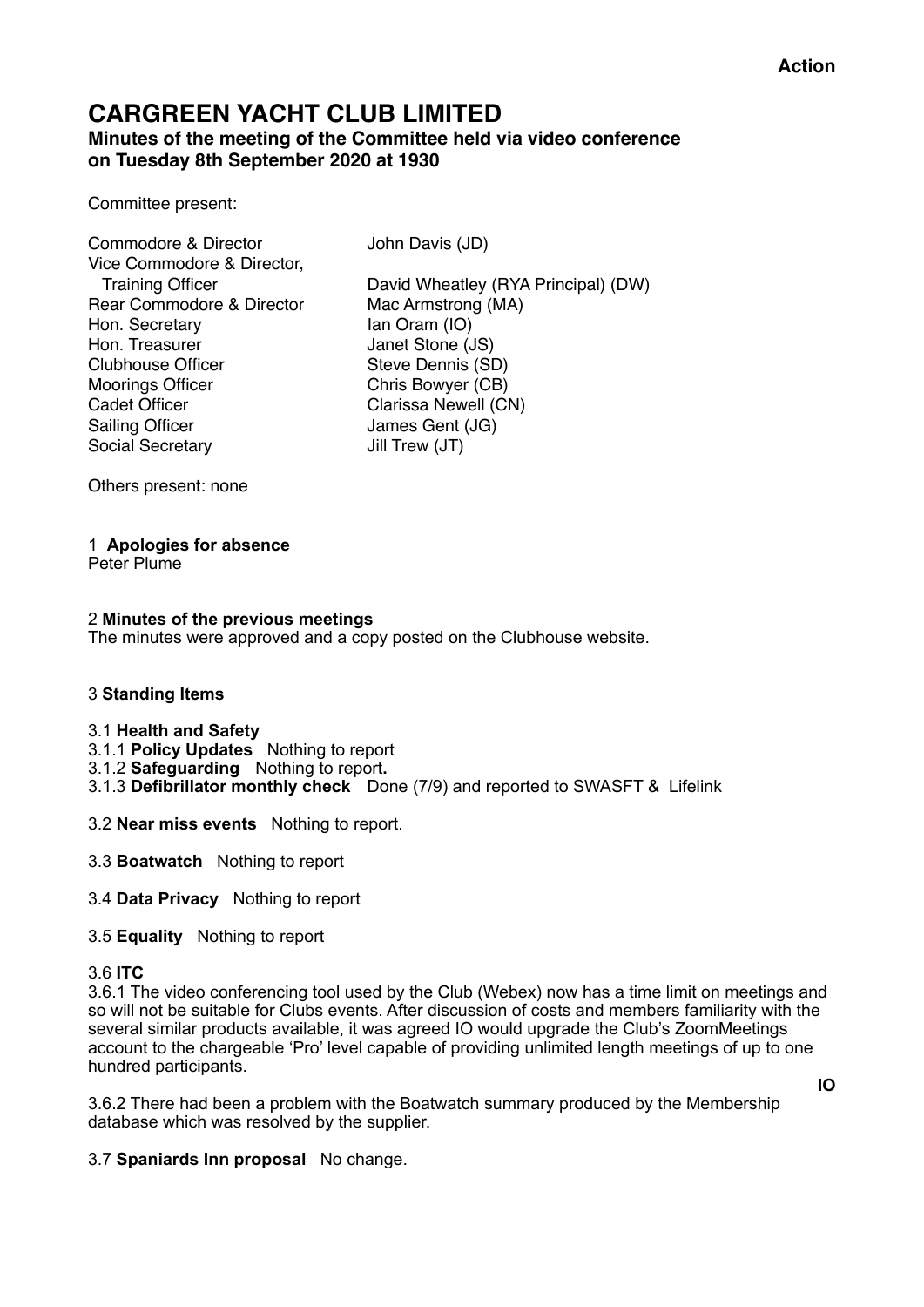**Action**

# CARGREEN YACHT CLUB LIMITED

## Minutes of the meeting of the Committee held via video conference on Tuesday 8th September 2020 at 1930

Committee present:

| | |
|---|---|
| Commodore & Director | John Davis (JD) |
| Vice Commodore & Director, Training Officer | David Wheatley (RYA Principal) (DW) |
| Rear Commodore & Director | Mac Armstrong (MA) |
| Hon. Secretary | Ian Oram (IO) |
| Hon. Treasurer | Janet Stone (JS) |
| Clubhouse Officer | Steve Dennis (SD) |
| Moorings Officer | Chris Bowyer (CB) |
| Cadet Officer | Clarissa Newell (CN) |
| Sailing Officer | James Gent (JG) |
| Social Secretary | Jill Trew (JT) |

Others present: none

1 **Apologies for absence**
Peter Plume

2 **Minutes of the previous meetings**
The minutes were approved and a copy posted on the Clubhouse website.

3 **Standing Items**

3.1 **Health and Safety**
3.1.1 **Policy Updates** Nothing to report
3.1.2 **Safeguarding** Nothing to report**.**
3.1.3 **Defibrillator monthly check** Done (7/9) and reported to SWASFT & Lifelink

3.2 **Near miss events** Nothing to report.

3.3 **Boatwatch** Nothing to report

3.4 **Data Privacy** Nothing to report

3.5 **Equality** Nothing to report

3.6 **ITC**
3.6.1 The video conferencing tool used by the Club (Webex) now has a time limit on meetings and so will not be suitable for Clubs events. After discussion of costs and members familiarity with the several similar products available, it was agreed IO would upgrade the Club's ZoomMeetings account to the chargeable 'Pro' level capable of providing unlimited length meetings of up to one hundred participants. **IO**

3.6.2 There had been a problem with the Boatwatch summary produced by the Membership database which was resolved by the supplier.

3.7 **Spaniards Inn proposal** No change.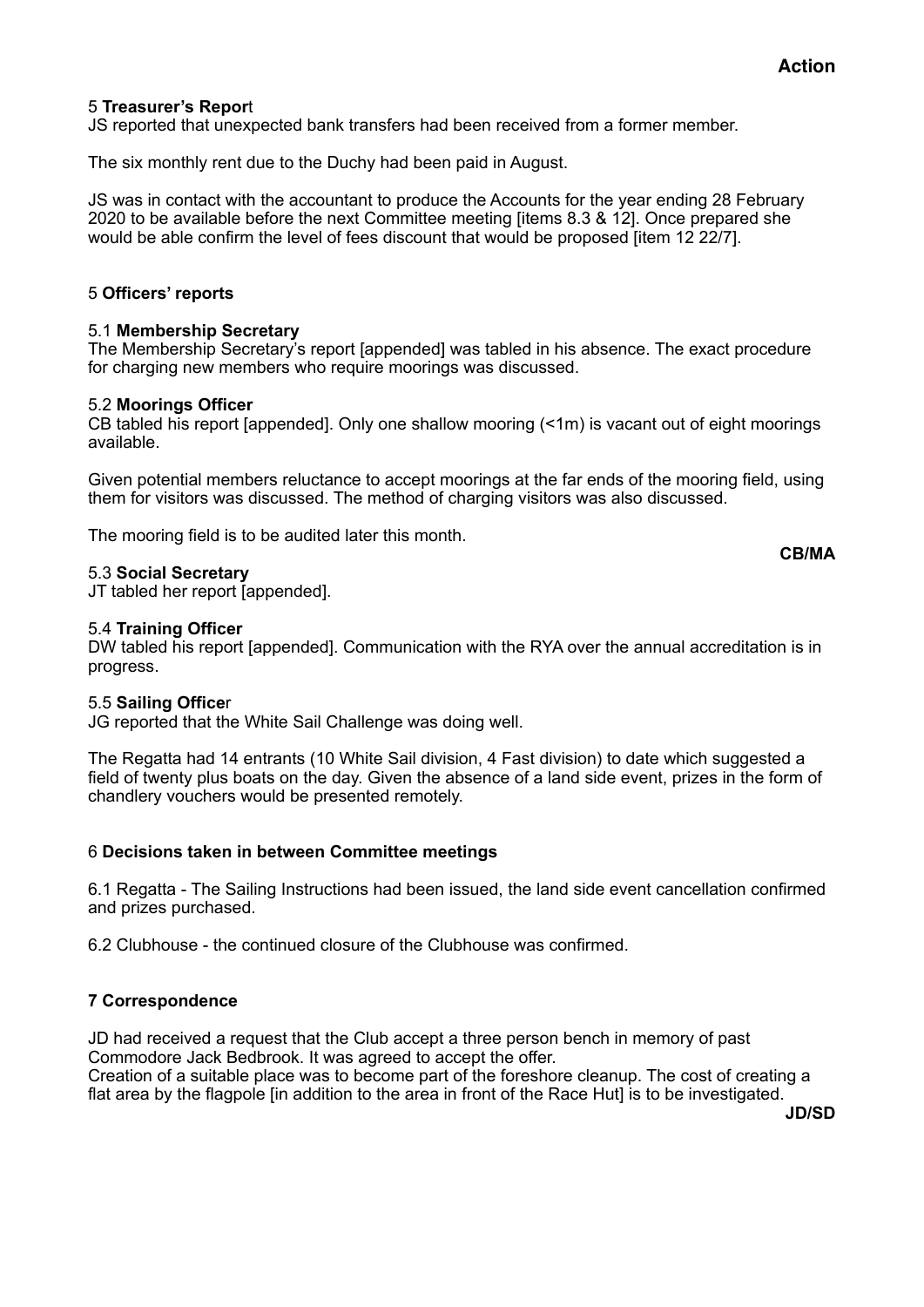**Action**

5 **Treasurer's Report**

JS reported that unexpected bank transfers had been received from a former member.

The six monthly rent due to the Duchy had been paid in August.

JS was in contact with the accountant to produce the Accounts for the year ending 28 February 2020 to be available before the next Committee meeting [items 8.3 & 12]. Once prepared she would be able confirm the level of fees discount that would be proposed [item 12 22/7].

5 **Officers' reports**

5.1 **Membership Secretary**

The Membership Secretary's report [appended] was tabled in his absence. The exact procedure for charging new members who require moorings was discussed.

5.2 **Moorings Officer**

CB tabled his report [appended]. Only one shallow mooring (<1m) is vacant out of eight moorings available.

Given potential members reluctance to accept moorings at the far ends of the mooring field, using them for visitors was discussed. The method of charging visitors was also discussed.

The mooring field is to be audited later this month. **CB/MA**

5.3 **Social Secretary**

JT tabled her report [appended].

5.4 **Training Officer**

DW tabled his report [appended]. Communication with the RYA over the annual accreditation is in progress.

5.5 **Sailing Officer**

JG reported that the White Sail Challenge was doing well.

The Regatta had 14 entrants (10 White Sail division, 4 Fast division) to date which suggested a field of twenty plus boats on the day. Given the absence of a land side event, prizes in the form of chandlery vouchers would be presented remotely.

6 **Decisions taken in between Committee meetings**

6.1 Regatta - The Sailing Instructions had been issued, the land side event cancellation confirmed and prizes purchased.

6.2 Clubhouse - the continued closure of the Clubhouse was confirmed.

**7 Correspondence**

JD had received a request that the Club accept a three person bench in memory of past Commodore Jack Bedbrook. It was agreed to accept the offer.
Creation of a suitable place was to become part of the foreshore cleanup. The cost of creating a flat area by the flagpole [in addition to the area in front of the Race Hut] is to be investigated. **JD/SD**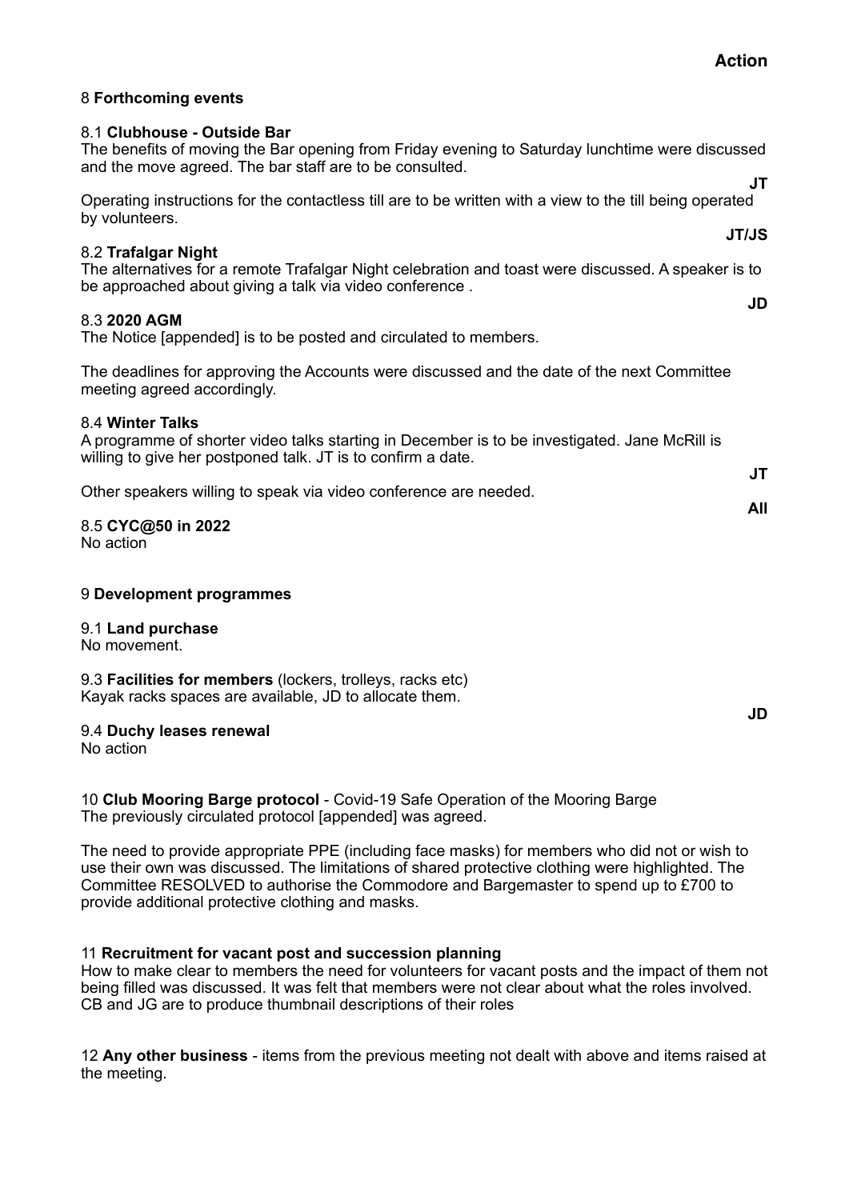**Action**

8 **Forthcoming events**

8.1 **Clubhouse - Outside Bar**
The benefits of moving the Bar opening from Friday evening to Saturday lunchtime were discussed and the move agreed. The bar staff are to be consulted. **JT**

Operating instructions for the contactless till are to be written with a view to the till being operated by volunteers. **JT/JS**

8.2 **Trafalgar Night**
The alternatives for a remote Trafalgar Night celebration and toast were discussed. A speaker is to be approached about giving a talk via video conference . **JD**

8.3 **2020 AGM**
The Notice [appended] is to be posted and circulated to members.

The deadlines for approving the Accounts were discussed and the date of the next Committee meeting agreed accordingly.

8.4 **Winter Talks**
A programme of shorter video talks starting in December is to be investigated. Jane McRill is willing to give her postponed talk. JT is to confirm a date. **JT**

Other speakers willing to speak via video conference are needed. **All**

8.5 **CYC@50 in 2022**
No action

9 **Development programmes**

9.1 **Land purchase**
No movement.

9.3 **Facilities for members** (lockers, trolleys, racks etc)
Kayak racks spaces are available, JD to allocate them. **JD**

9.4 **Duchy leases renewal**
No action

10 **Club Mooring Barge protocol** - Covid-19 Safe Operation of the Mooring Barge
The previously circulated protocol [appended] was agreed.

The need to provide appropriate PPE (including face masks) for members who did not or wish to use their own was discussed. The limitations of shared protective clothing were highlighted. The Committee RESOLVED to authorise the Commodore and Bargemaster to spend up to £700 to provide additional protective clothing and masks.

11 **Recruitment for vacant post and succession planning**
How to make clear to members the need for volunteers for vacant posts and the impact of them not being filled was discussed. It was felt that members were not clear about what the roles involved. CB and JG are to produce thumbnail descriptions of their roles

12 **Any other business** - items from the previous meeting not dealt with above and items raised at the meeting.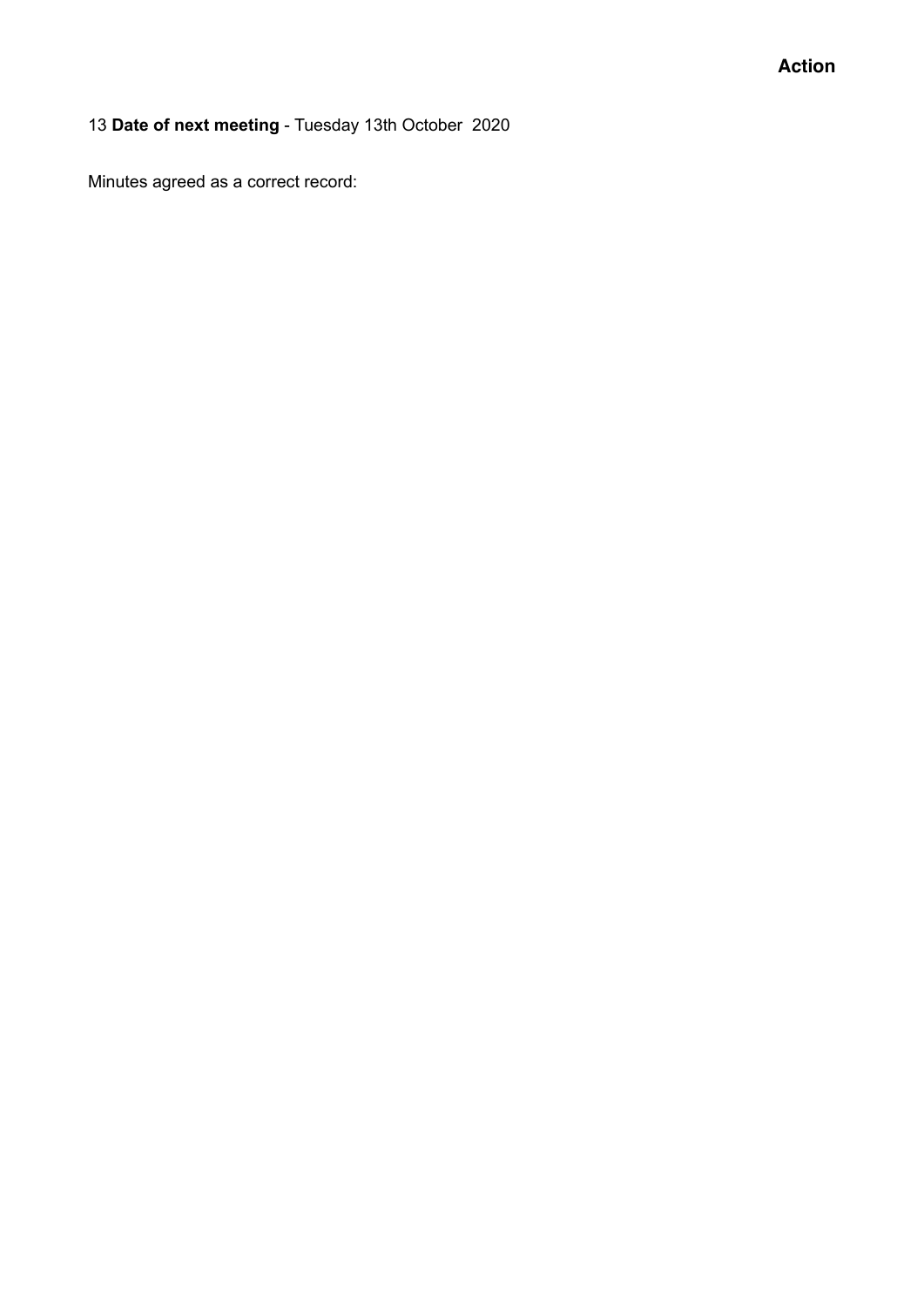**Action**

13 **Date of next meeting** - Tuesday 13th October 2020

Minutes agreed as a correct record: